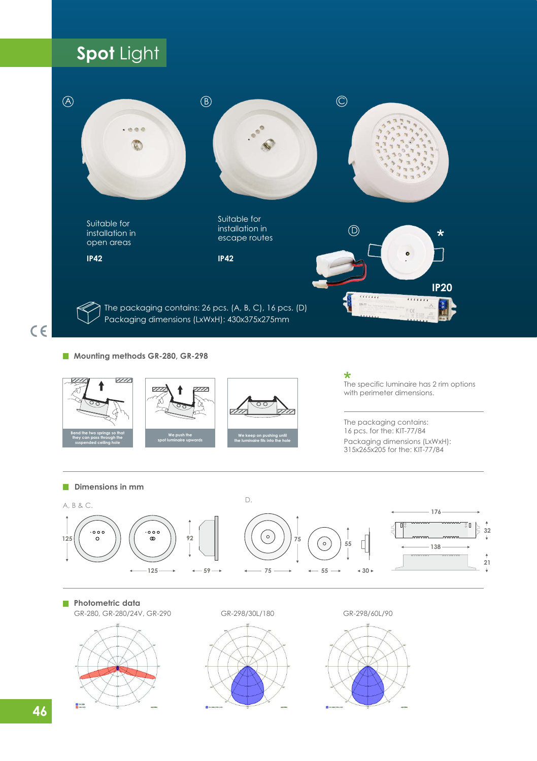# Spot Light

Ⓐ Suitable for installation in open areas

**IP42**

Ⓑ Suitable for installation in escape routes

**IP42**

Ⓒ

Ⓓ *

**IP20**

The packaging contains: 26 pcs. (A, B, C), 16 pcs. (D)
Packaging dimensions (LxWxH): 430x375x275mm

## Mounting methods GR-280, GR-298

- Bend the two springs so that they can pass through the suspended ceiling hole
- We push the spot luminaire upwards
- We keep on pushing until the luminaire fits into the hole

\* The specific luminaire has 2 rim options with perimeter dimensions.

The packaging contains:
16 pcs. for the: KIT-77/84
Packaging dimensions (LxWxH):
315x265x205 for the: KIT-77/84

## Dimensions in mm

A, B & C.

125, 125, 92, 59

D.

75, 75, 55, 55, 30, 176, 32, 138, 21

## Photometric data

GR-280, GR-280/24V, GR-290

GR-298/30L/180

GR-298/60L/90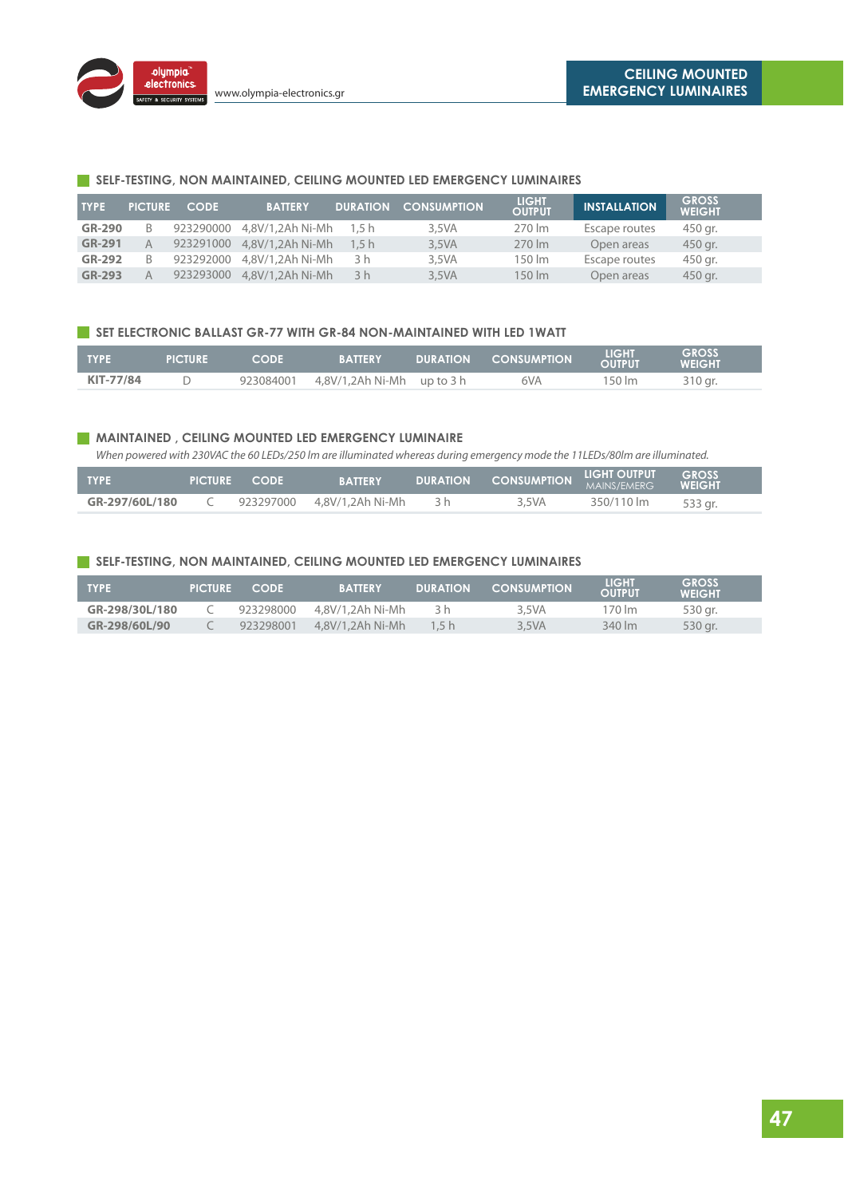## SELF-TESTING, NON MAINTAINED, CEILING MOUNTED LED EMERGENCY LUMINAIRES

| TYPE | PICTURE | CODE | BATTERY | DURATION | CONSUMPTION | LIGHT OUTPUT | INSTALLATION | GROSS WEIGHT |
|---|---|---|---|---|---|---|---|---|
| **GR-290** | B | 923290000 | 4,8V/1,2Ah Ni-Mh | 1,5 h | 3,5VA | 270 lm | Escape routes | 450 gr. |
| **GR-291** | A | 923291000 | 4,8V/1,2Ah Ni-Mh | 1,5 h | 3,5VA | 270 lm | Open areas | 450 gr. |
| **GR-292** | B | 923292000 | 4,8V/1,2Ah Ni-Mh | 3 h | 3,5VA | 150 lm | Escape routes | 450 gr. |
| **GR-293** | A | 923293000 | 4,8V/1,2Ah Ni-Mh | 3 h | 3,5VA | 150 lm | Open areas | 450 gr. |

## SET ELECTRONIC BALLAST GR-77 WITH GR-84 NON-MAINTAINED WITH LED 1WATT

| TYPE | PICTURE | CODE | BATTERY | DURATION | CONSUMPTION | LIGHT OUTPUT | GROSS WEIGHT |
|---|---|---|---|---|---|---|---|
| **KIT-77/84** | D | 923084001 | 4,8V/1,2Ah Ni-Mh | up to 3 h | 6VA | 150 lm | 310 gr. |

## MAINTAINED , CEILING MOUNTED LED EMERGENCY LUMINAIRE

*When powered with 230VAC the 60 LEDs/250 lm are illuminated whereas during emergency mode the 11LEDs/80lm are illuminated.*

| TYPE | PICTURE | CODE | BATTERY | DURATION | CONSUMPTION | LIGHT OUTPUT MAINS/EMERG | GROSS WEIGHT |
|---|---|---|---|---|---|---|---|
| **GR-297/60L/180** | C | 923297000 | 4,8V/1,2Ah Ni-Mh | 3 h | 3,5VA | 350/110 lm | 533 gr. |

## SELF-TESTING, NON MAINTAINED, CEILING MOUNTED LED EMERGENCY LUMINAIRES

| TYPE | PICTURE | CODE | BATTERY | DURATION | CONSUMPTION | LIGHT OUTPUT | GROSS WEIGHT |
|---|---|---|---|---|---|---|---|
| **GR-298/30L/180** | C | 923298000 | 4,8V/1,2Ah Ni-Mh | 3 h | 3,5VA | 170 lm | 530 gr. |
| **GR-298/60L/90** | C | 923298001 | 4,8V/1,2Ah Ni-Mh | 1,5 h | 3,5VA | 340 lm | 530 gr. |